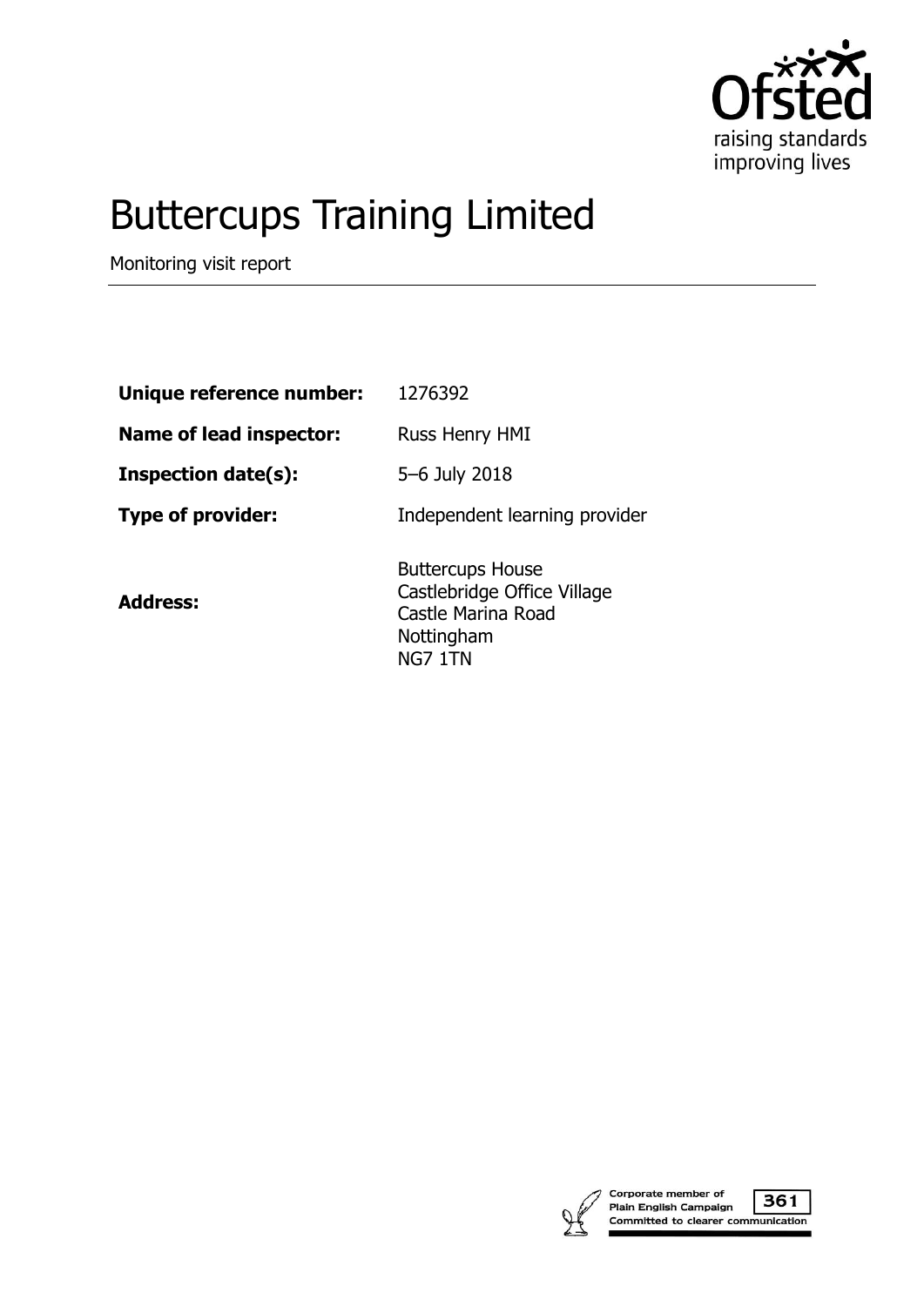# Buttercups Training Limited

Monitoring visit report

| | |
|---|---|
| **Unique reference number:** | 1276392 |
| **Name of lead inspector:** | Russ Henry HMI |
| **Inspection date(s):** | 5–6 July 2018 |
| **Type of provider:** | Independent learning provider |
| **Address:** | Buttercups House<br>Castlebridge Office Village<br>Castle Marina Road<br>Nottingham<br>NG7 1TN |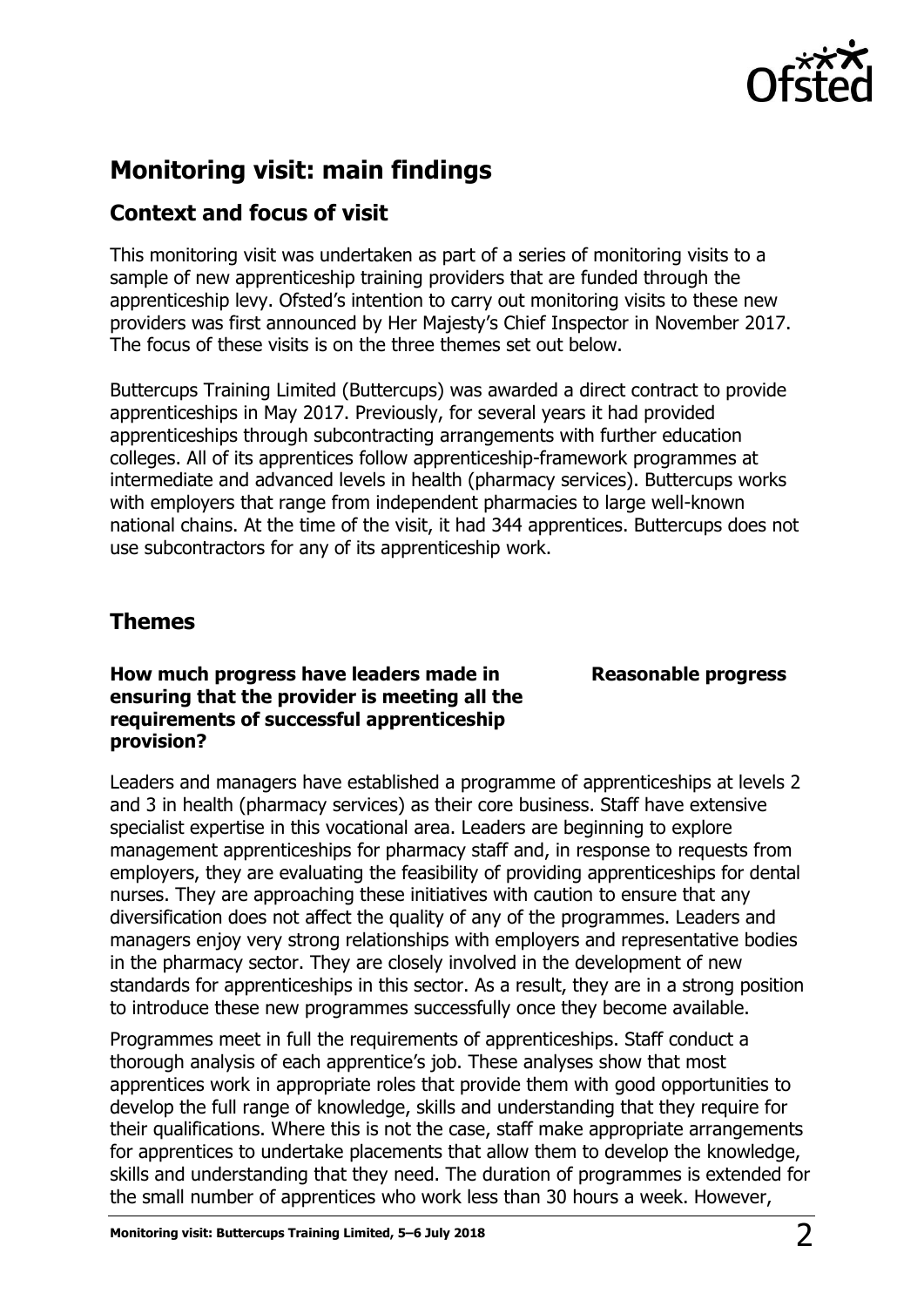## Monitoring visit: main findings

### Context and focus of visit

This monitoring visit was undertaken as part of a series of monitoring visits to a sample of new apprenticeship training providers that are funded through the apprenticeship levy. Ofsted's intention to carry out monitoring visits to these new providers was first announced by Her Majesty's Chief Inspector in November 2017. The focus of these visits is on the three themes set out below.

Buttercups Training Limited (Buttercups) was awarded a direct contract to provide apprenticeships in May 2017. Previously, for several years it had provided apprenticeships through subcontracting arrangements with further education colleges. All of its apprentices follow apprenticeship-framework programmes at intermediate and advanced levels in health (pharmacy services). Buttercups works with employers that range from independent pharmacies to large well-known national chains. At the time of the visit, it had 344 apprentices. Buttercups does not use subcontractors for any of its apprenticeship work.

### Themes

**How much progress have leaders made in ensuring that the provider is meeting all the requirements of successful apprenticeship provision?** — **Reasonable progress**

Leaders and managers have established a programme of apprenticeships at levels 2 and 3 in health (pharmacy services) as their core business. Staff have extensive specialist expertise in this vocational area. Leaders are beginning to explore management apprenticeships for pharmacy staff and, in response to requests from employers, they are evaluating the feasibility of providing apprenticeships for dental nurses. They are approaching these initiatives with caution to ensure that any diversification does not affect the quality of any of the programmes. Leaders and managers enjoy very strong relationships with employers and representative bodies in the pharmacy sector. They are closely involved in the development of new standards for apprenticeships in this sector. As a result, they are in a strong position to introduce these new programmes successfully once they become available.

Programmes meet in full the requirements of apprenticeships. Staff conduct a thorough analysis of each apprentice's job. These analyses show that most apprentices work in appropriate roles that provide them with good opportunities to develop the full range of knowledge, skills and understanding that they require for their qualifications. Where this is not the case, staff make appropriate arrangements for apprentices to undertake placements that allow them to develop the knowledge, skills and understanding that they need. The duration of programmes is extended for the small number of apprentices who work less than 30 hours a week. However,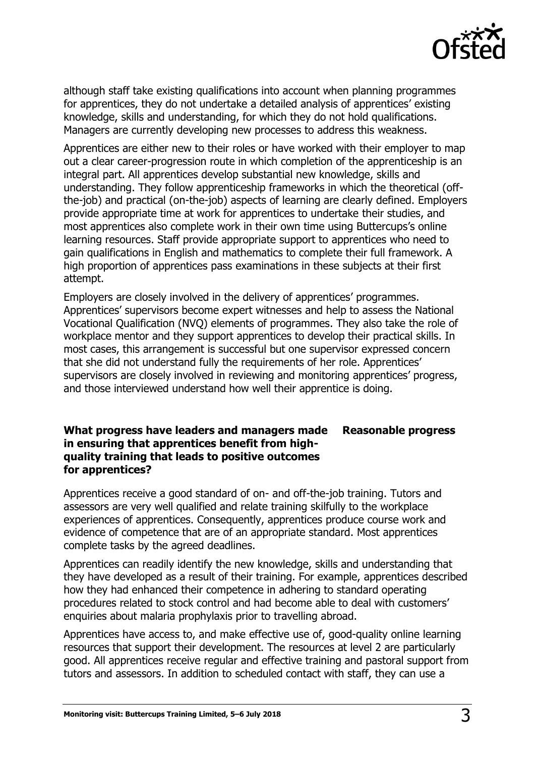although staff take existing qualifications into account when planning programmes for apprentices, they do not undertake a detailed analysis of apprentices' existing knowledge, skills and understanding, for which they do not hold qualifications. Managers are currently developing new processes to address this weakness.

Apprentices are either new to their roles or have worked with their employer to map out a clear career-progression route in which completion of the apprenticeship is an integral part. All apprentices develop substantial new knowledge, skills and understanding. They follow apprenticeship frameworks in which the theoretical (off-the-job) and practical (on-the-job) aspects of learning are clearly defined. Employers provide appropriate time at work for apprentices to undertake their studies, and most apprentices also complete work in their own time using Buttercups's online learning resources. Staff provide appropriate support to apprentices who need to gain qualifications in English and mathematics to complete their full framework. A high proportion of apprentices pass examinations in these subjects at their first attempt.

Employers are closely involved in the delivery of apprentices' programmes. Apprentices' supervisors become expert witnesses and help to assess the National Vocational Qualification (NVQ) elements of programmes. They also take the role of workplace mentor and they support apprentices to develop their practical skills. In most cases, this arrangement is successful but one supervisor expressed concern that she did not understand fully the requirements of her role. Apprentices' supervisors are closely involved in reviewing and monitoring apprentices' progress, and those interviewed understand how well their apprentice is doing.

**What progress have leaders and managers made in ensuring that apprentices benefit from high-quality training that leads to positive outcomes for apprentices?** **Reasonable progress**

Apprentices receive a good standard of on- and off-the-job training. Tutors and assessors are very well qualified and relate training skilfully to the workplace experiences of apprentices. Consequently, apprentices produce course work and evidence of competence that are of an appropriate standard. Most apprentices complete tasks by the agreed deadlines.

Apprentices can readily identify the new knowledge, skills and understanding that they have developed as a result of their training. For example, apprentices described how they had enhanced their competence in adhering to standard operating procedures related to stock control and had become able to deal with customers' enquiries about malaria prophylaxis prior to travelling abroad.

Apprentices have access to, and make effective use of, good-quality online learning resources that support their development. The resources at level 2 are particularly good. All apprentices receive regular and effective training and pastoral support from tutors and assessors. In addition to scheduled contact with staff, they can use a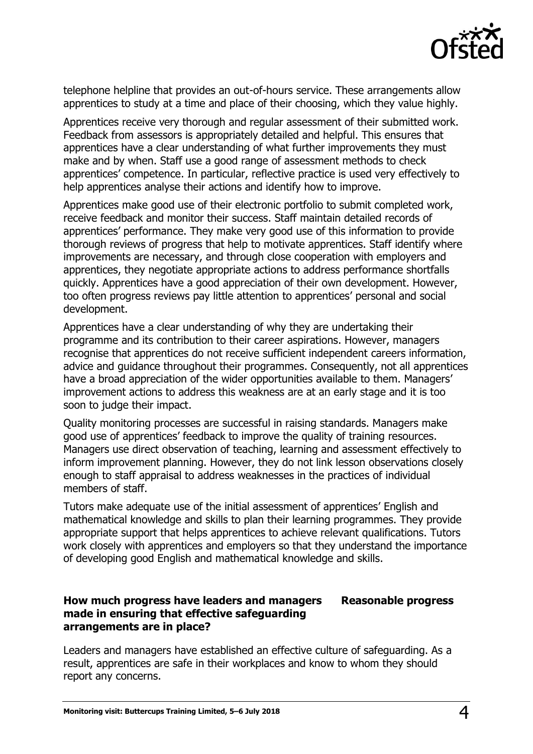telephone helpline that provides an out-of-hours service. These arrangements allow apprentices to study at a time and place of their choosing, which they value highly.

Apprentices receive very thorough and regular assessment of their submitted work. Feedback from assessors is appropriately detailed and helpful. This ensures that apprentices have a clear understanding of what further improvements they must make and by when. Staff use a good range of assessment methods to check apprentices' competence. In particular, reflective practice is used very effectively to help apprentices analyse their actions and identify how to improve.

Apprentices make good use of their electronic portfolio to submit completed work, receive feedback and monitor their success. Staff maintain detailed records of apprentices' performance. They make very good use of this information to provide thorough reviews of progress that help to motivate apprentices. Staff identify where improvements are necessary, and through close cooperation with employers and apprentices, they negotiate appropriate actions to address performance shortfalls quickly. Apprentices have a good appreciation of their own development. However, too often progress reviews pay little attention to apprentices' personal and social development.

Apprentices have a clear understanding of why they are undertaking their programme and its contribution to their career aspirations. However, managers recognise that apprentices do not receive sufficient independent careers information, advice and guidance throughout their programmes. Consequently, not all apprentices have a broad appreciation of the wider opportunities available to them. Managers' improvement actions to address this weakness are at an early stage and it is too soon to judge their impact.

Quality monitoring processes are successful in raising standards. Managers make good use of apprentices' feedback to improve the quality of training resources. Managers use direct observation of teaching, learning and assessment effectively to inform improvement planning. However, they do not link lesson observations closely enough to staff appraisal to address weaknesses in the practices of individual members of staff.

Tutors make adequate use of the initial assessment of apprentices' English and mathematical knowledge and skills to plan their learning programmes. They provide appropriate support that helps apprentices to achieve relevant qualifications. Tutors work closely with apprentices and employers so that they understand the importance of developing good English and mathematical knowledge and skills.

**How much progress have leaders and managers made in ensuring that effective safeguarding arrangements are in place?** **Reasonable progress**

Leaders and managers have established an effective culture of safeguarding. As a result, apprentices are safe in their workplaces and know to whom they should report any concerns.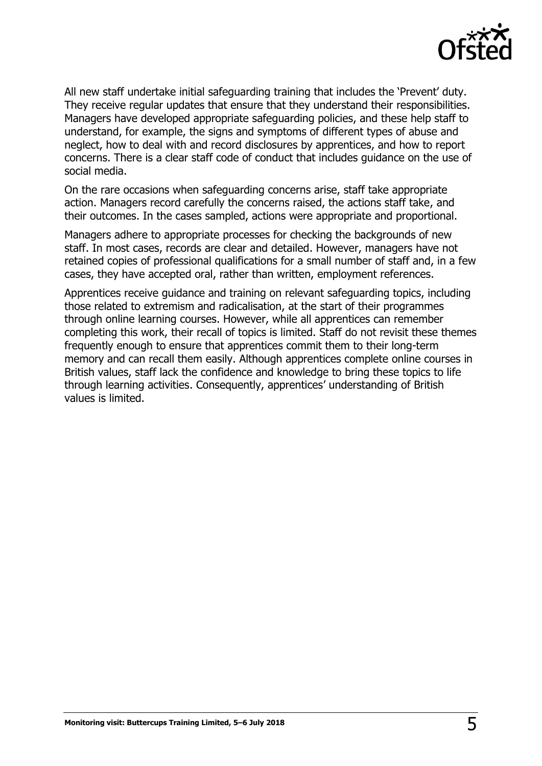All new staff undertake initial safeguarding training that includes the 'Prevent' duty. They receive regular updates that ensure that they understand their responsibilities. Managers have developed appropriate safeguarding policies, and these help staff to understand, for example, the signs and symptoms of different types of abuse and neglect, how to deal with and record disclosures by apprentices, and how to report concerns. There is a clear staff code of conduct that includes guidance on the use of social media.

On the rare occasions when safeguarding concerns arise, staff take appropriate action. Managers record carefully the concerns raised, the actions staff take, and their outcomes. In the cases sampled, actions were appropriate and proportional.

Managers adhere to appropriate processes for checking the backgrounds of new staff. In most cases, records are clear and detailed. However, managers have not retained copies of professional qualifications for a small number of staff and, in a few cases, they have accepted oral, rather than written, employment references.

Apprentices receive guidance and training on relevant safeguarding topics, including those related to extremism and radicalisation, at the start of their programmes through online learning courses. However, while all apprentices can remember completing this work, their recall of topics is limited. Staff do not revisit these themes frequently enough to ensure that apprentices commit them to their long-term memory and can recall them easily. Although apprentices complete online courses in British values, staff lack the confidence and knowledge to bring these topics to life through learning activities. Consequently, apprentices' understanding of British values is limited.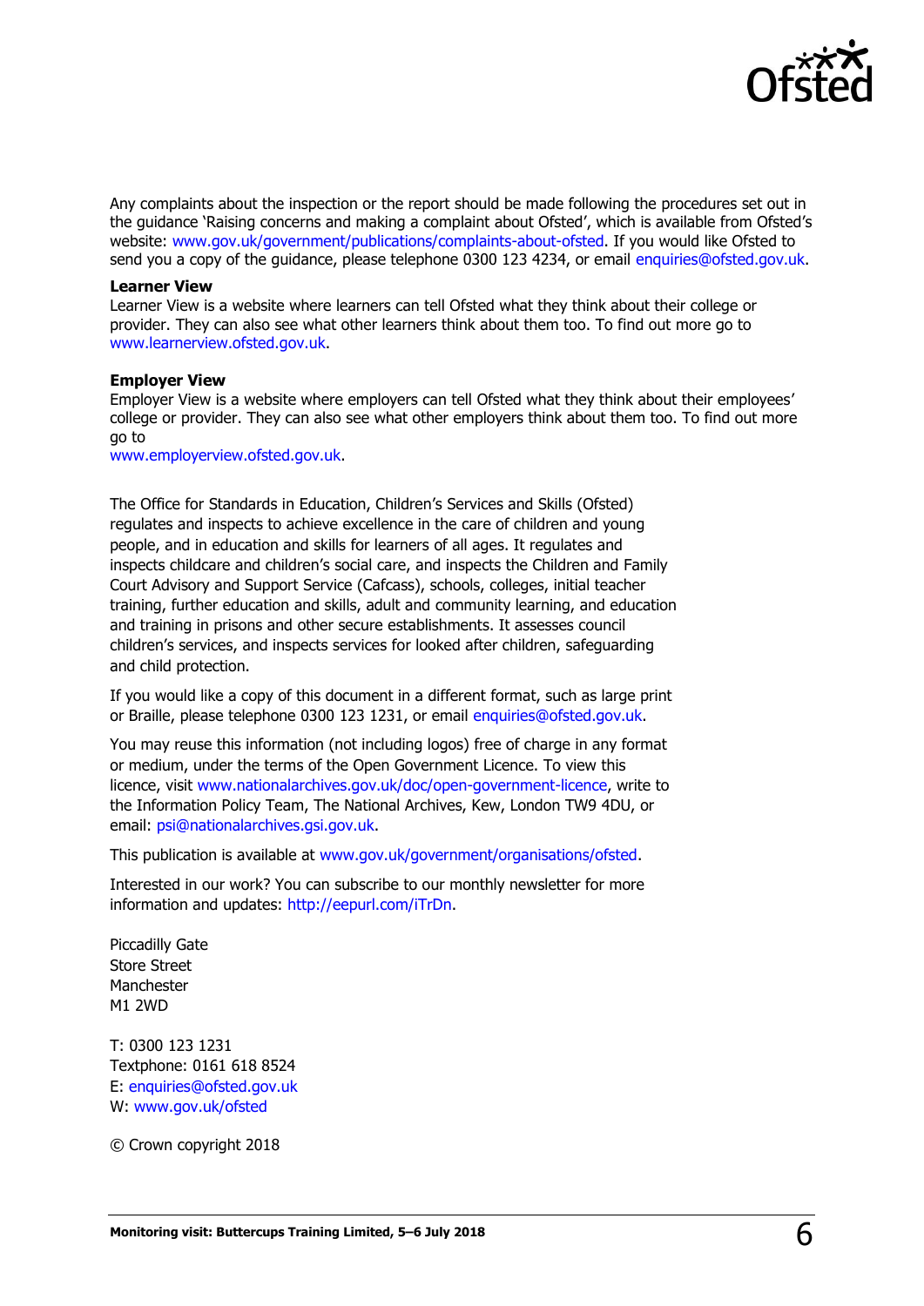Any complaints about the inspection or the report should be made following the procedures set out in the guidance 'Raising concerns and making a complaint about Ofsted', which is available from Ofsted's website: www.gov.uk/government/publications/complaints-about-ofsted. If you would like Ofsted to send you a copy of the guidance, please telephone 0300 123 4234, or email enquiries@ofsted.gov.uk.

**Learner View**

Learner View is a website where learners can tell Ofsted what they think about their college or provider. They can also see what other learners think about them too. To find out more go to www.learnerview.ofsted.gov.uk.

**Employer View**

Employer View is a website where employers can tell Ofsted what they think about their employees' college or provider. They can also see what other employers think about them too. To find out more go to
www.employerview.ofsted.gov.uk.

The Office for Standards in Education, Children's Services and Skills (Ofsted) regulates and inspects to achieve excellence in the care of children and young people, and in education and skills for learners of all ages. It regulates and inspects childcare and children's social care, and inspects the Children and Family Court Advisory and Support Service (Cafcass), schools, colleges, initial teacher training, further education and skills, adult and community learning, and education and training in prisons and other secure establishments. It assesses council children's services, and inspects services for looked after children, safeguarding and child protection.

If you would like a copy of this document in a different format, such as large print or Braille, please telephone 0300 123 1231, or email enquiries@ofsted.gov.uk.

You may reuse this information (not including logos) free of charge in any format or medium, under the terms of the Open Government Licence. To view this licence, visit www.nationalarchives.gov.uk/doc/open-government-licence, write to the Information Policy Team, The National Archives, Kew, London TW9 4DU, or email: psi@nationalarchives.gsi.gov.uk.

This publication is available at www.gov.uk/government/organisations/ofsted.

Interested in our work? You can subscribe to our monthly newsletter for more information and updates: http://eepurl.com/iTrDn.

Piccadilly Gate
Store Street
Manchester
M1 2WD

T: 0300 123 1231
Textphone: 0161 618 8524
E: enquiries@ofsted.gov.uk
W: www.gov.uk/ofsted

© Crown copyright 2018